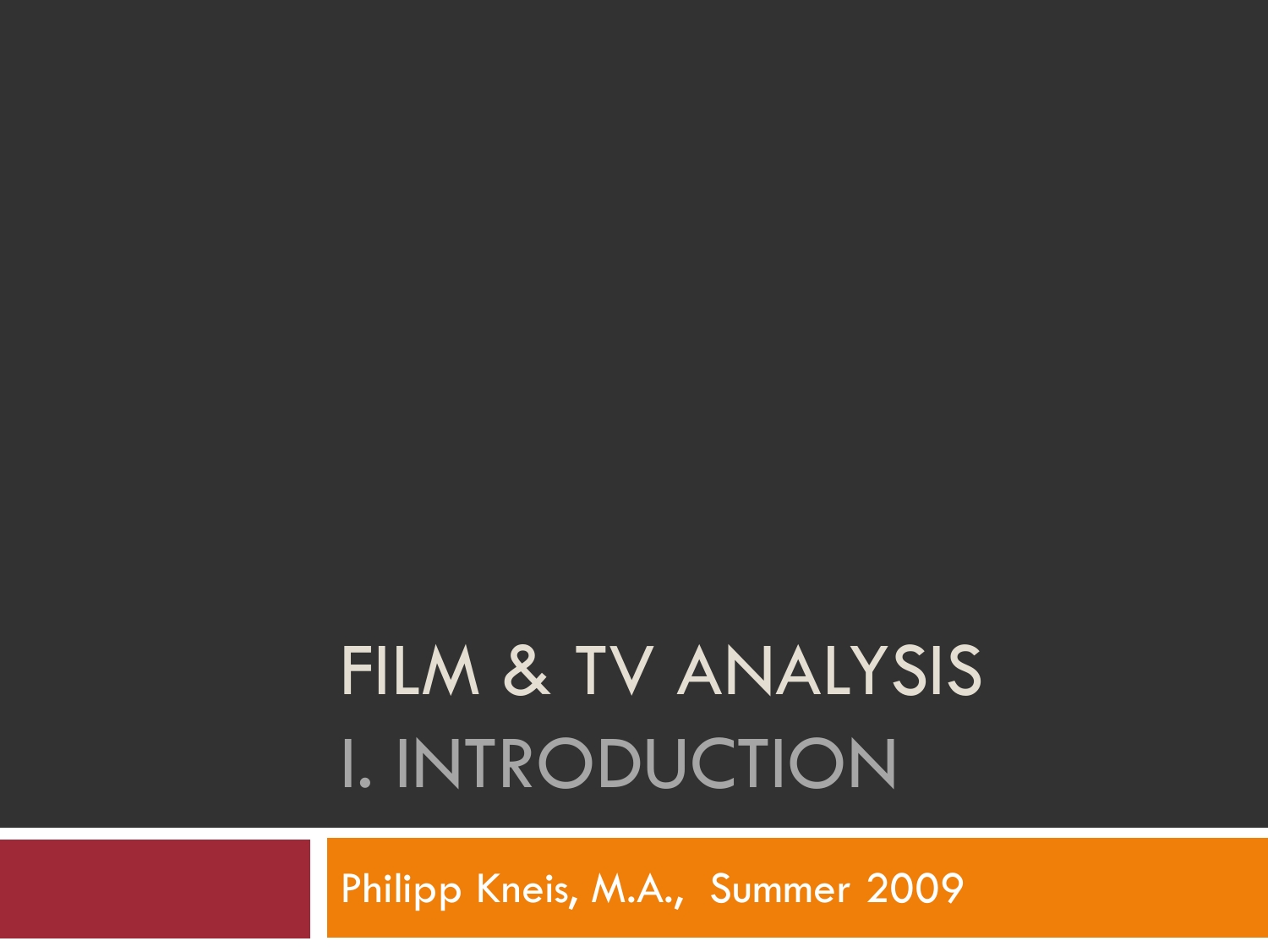# FILM & TV ANALYSIS

## I. INTRODUCTION

Philipp Kneis, M.A., Summer 2009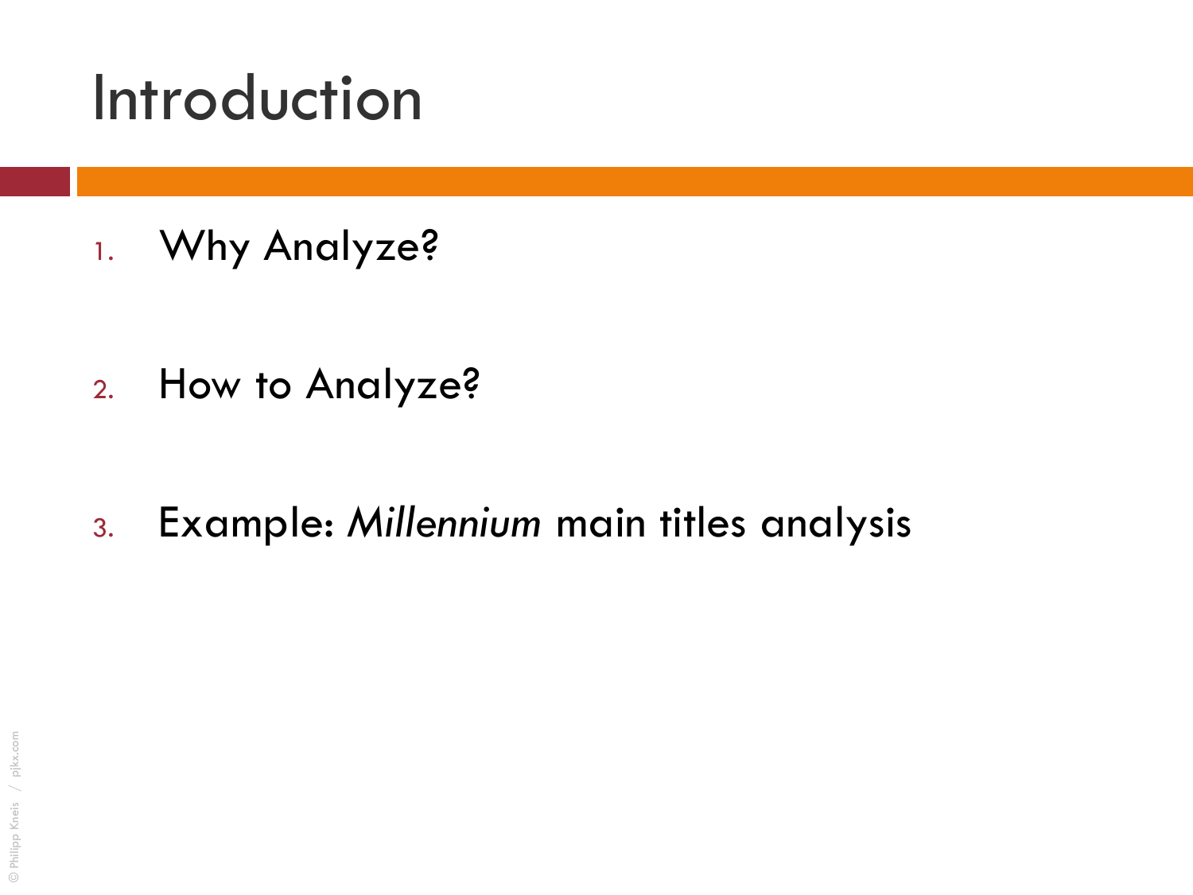# Introduction

1. Why Analyze?
2. How to Analyze?
3. Example: *Millennium* main titles analysis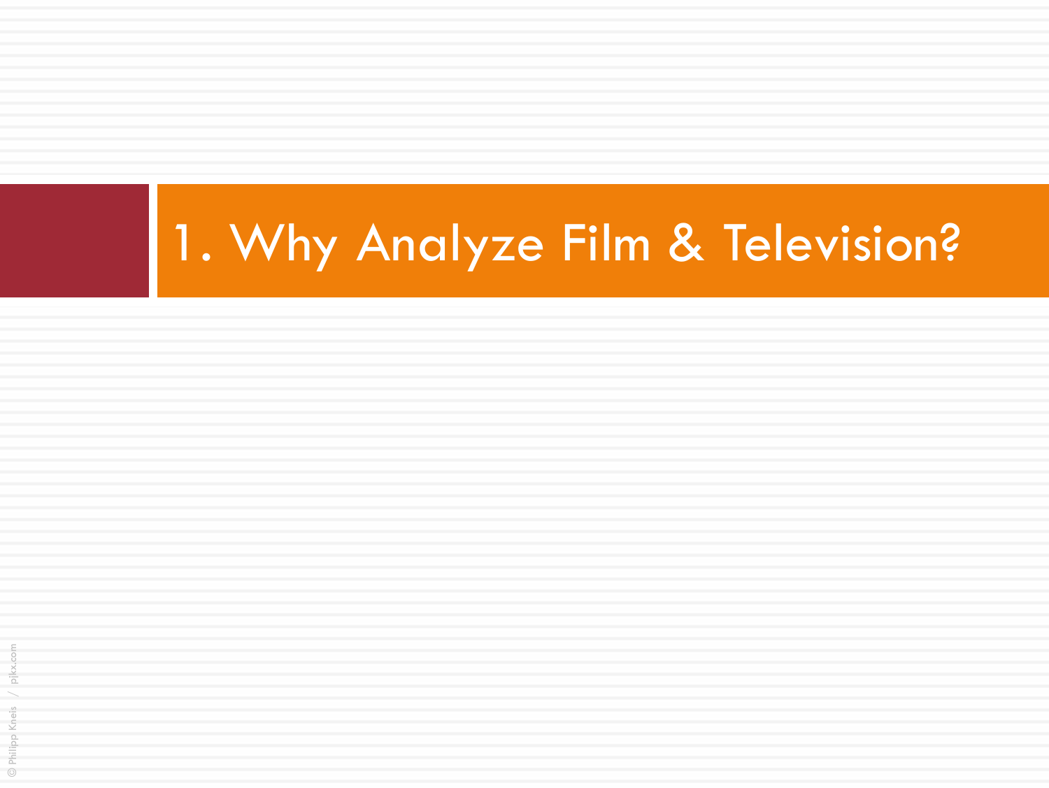# 1. Why Analyze Film & Television?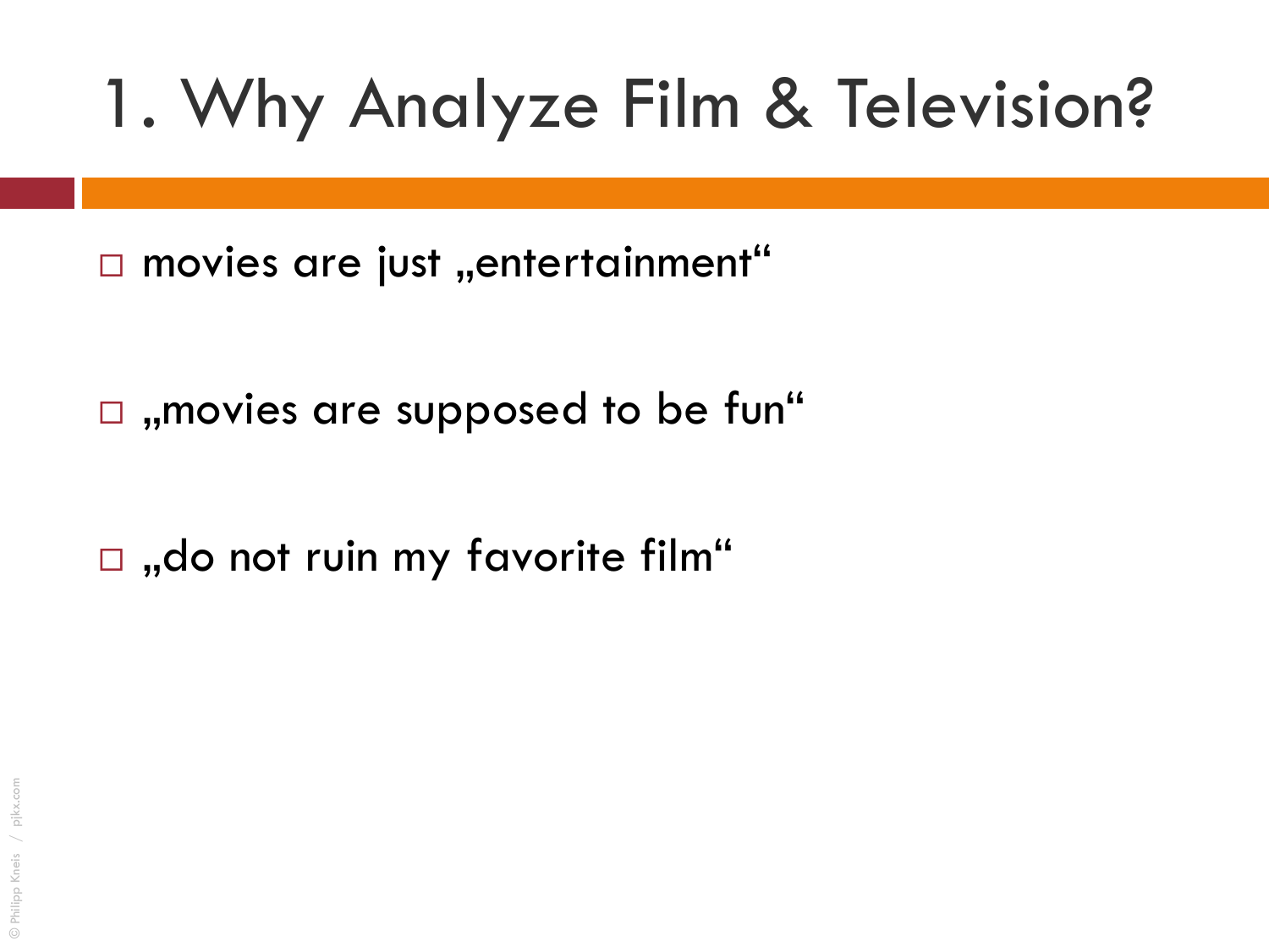# 1. Why Analyze Film & Television?

- movies are just „entertainment“
- „movies are supposed to be fun“
- „do not ruin my favorite film“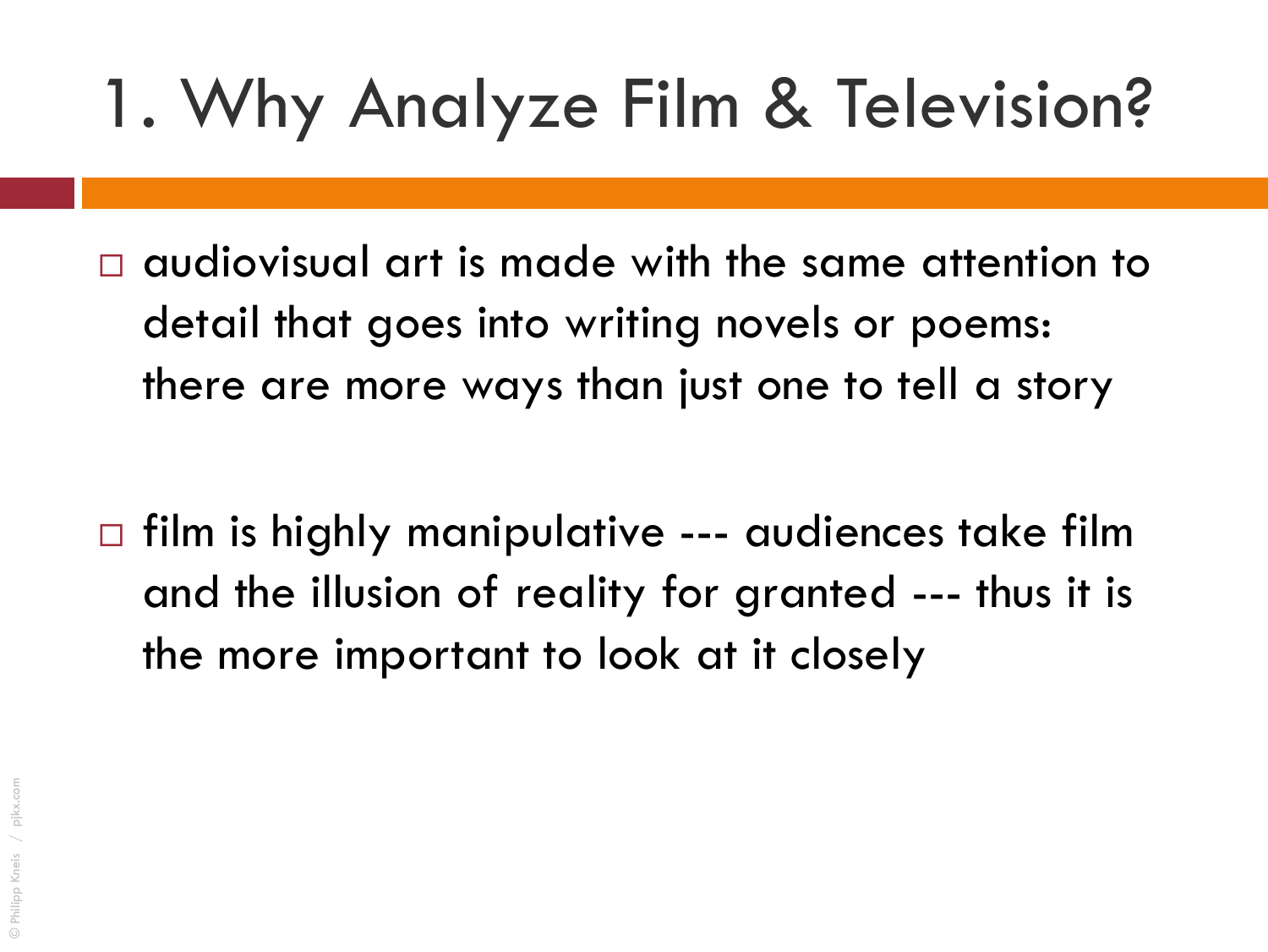# 1. Why Analyze Film & Television?

- audiovisual art is made with the same attention to detail that goes into writing novels or poems: there are more ways than just one to tell a story
- film is highly manipulative --- audiences take film and the illusion of reality for granted --- thus it is the more important to look at it closely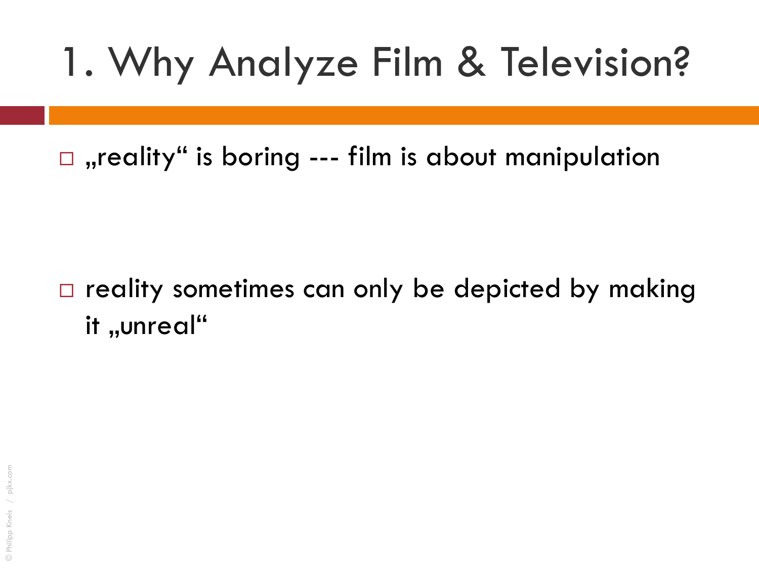# 1. Why Analyze Film & Television?

- „reality“ is boring --- film is about manipulation

- reality sometimes can only be depicted by making it „unreal“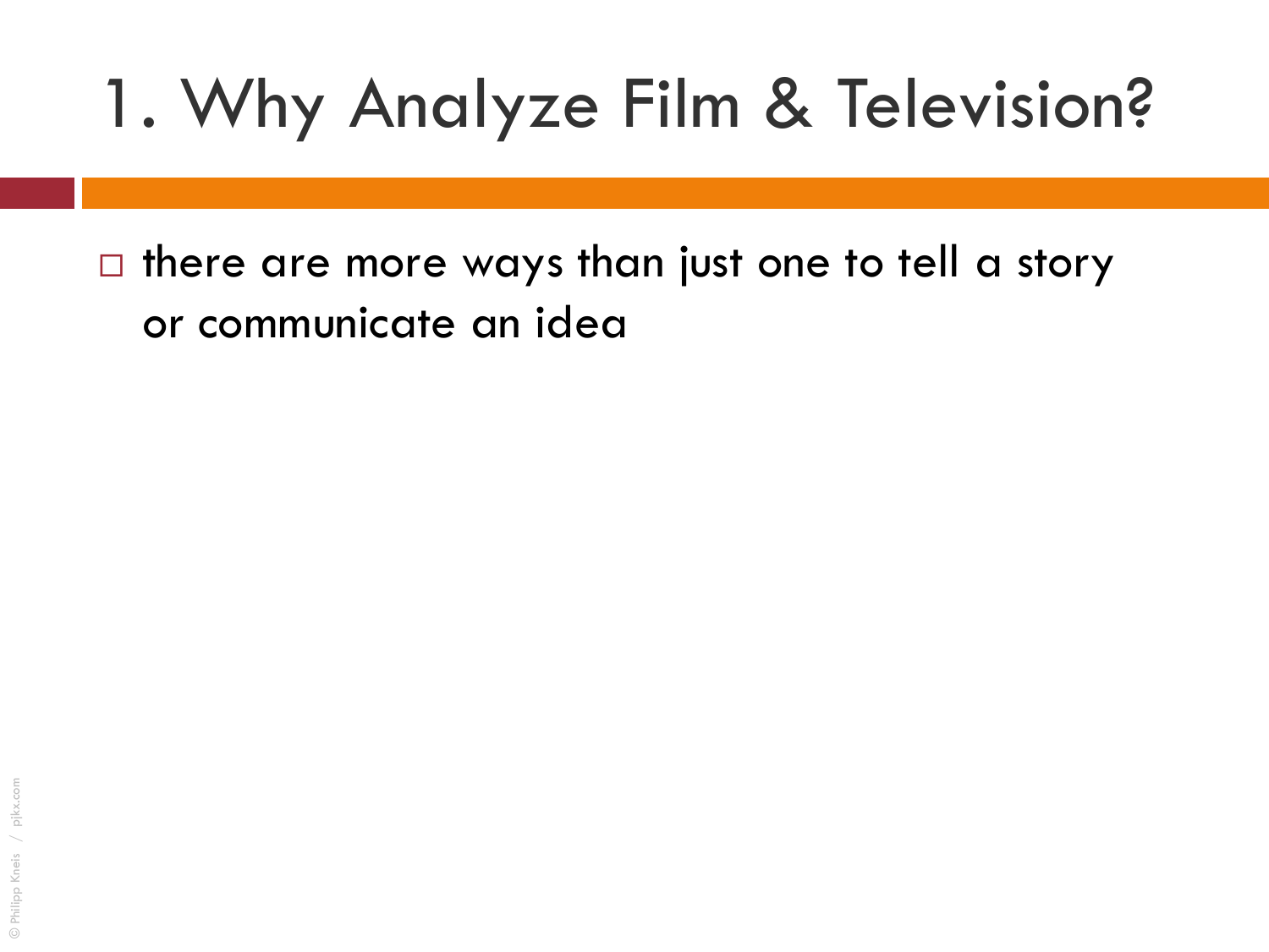# 1. Why Analyze Film & Television?

- there are more ways than just one to tell a story or communicate an idea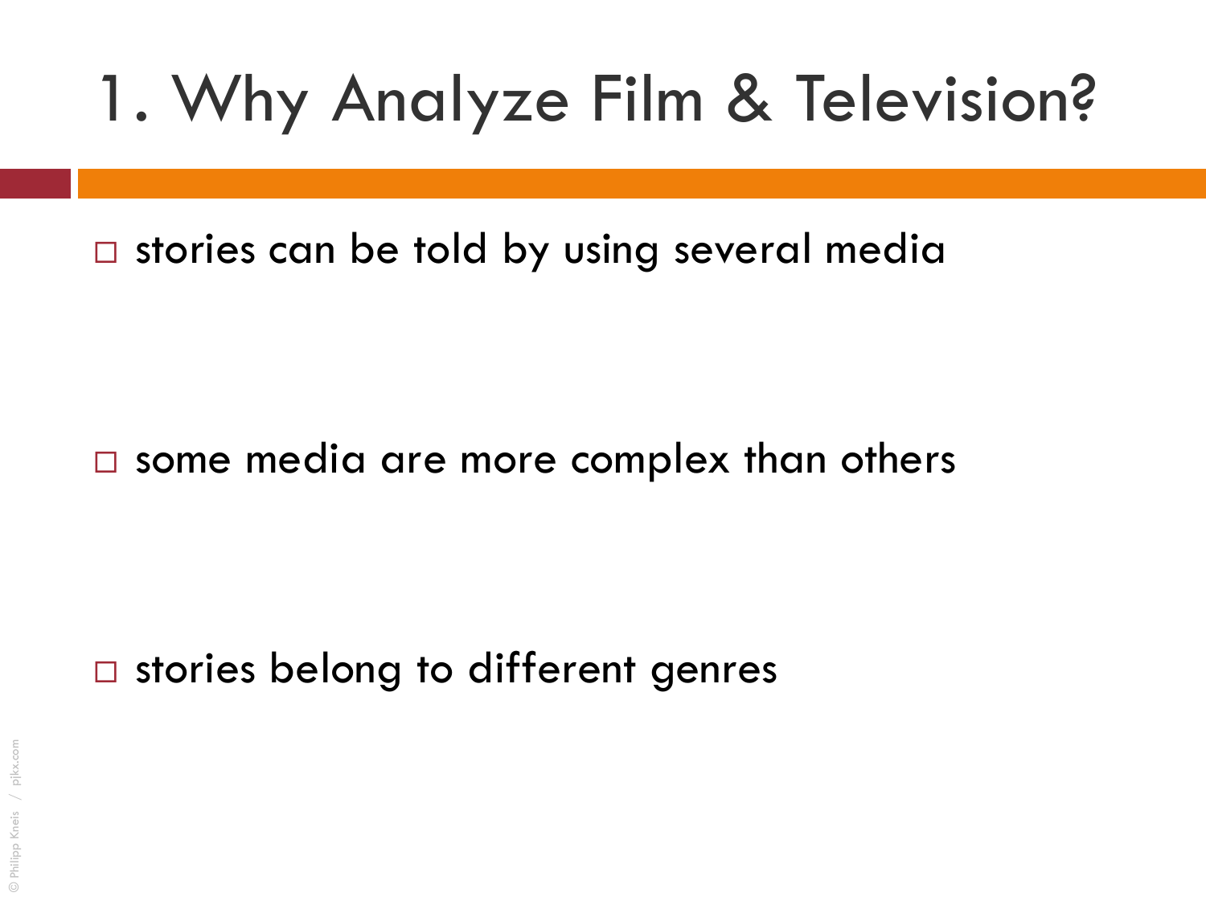# 1. Why Analyze Film & Television?

- stories can be told by using several media
- some media are more complex than others
- stories belong to different genres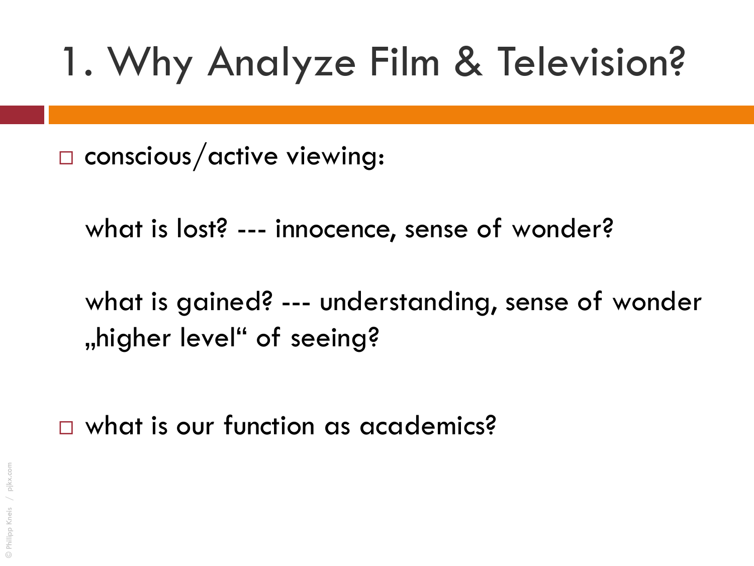# 1. Why Analyze Film & Television?

- conscious/active viewing:

  what is lost? --- innocence, sense of wonder?

  what is gained? --- understanding, sense of wonder „higher level" of seeing?

- what is our function as academics?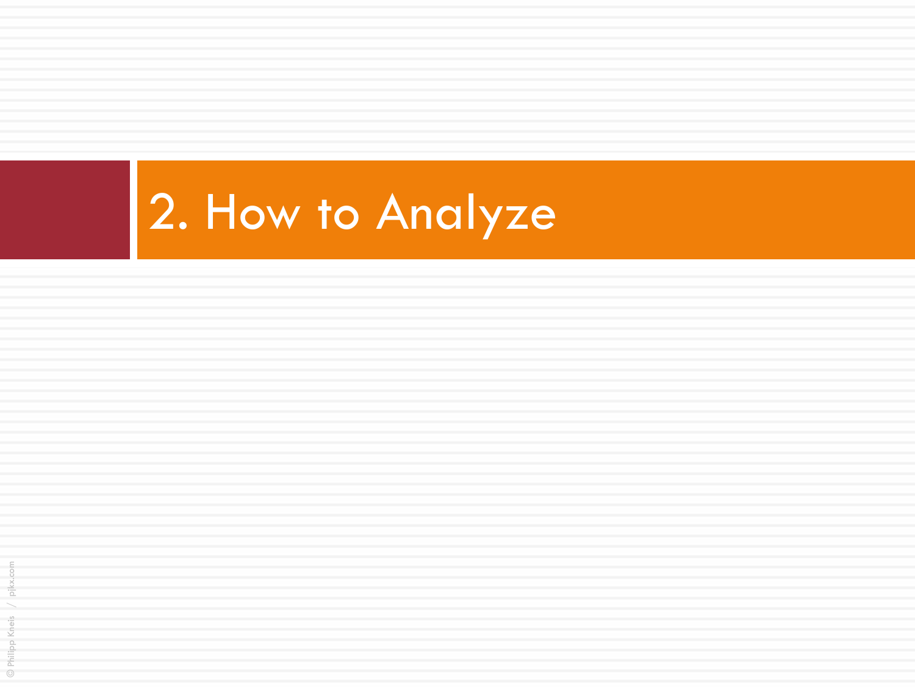# 2. How to Analyze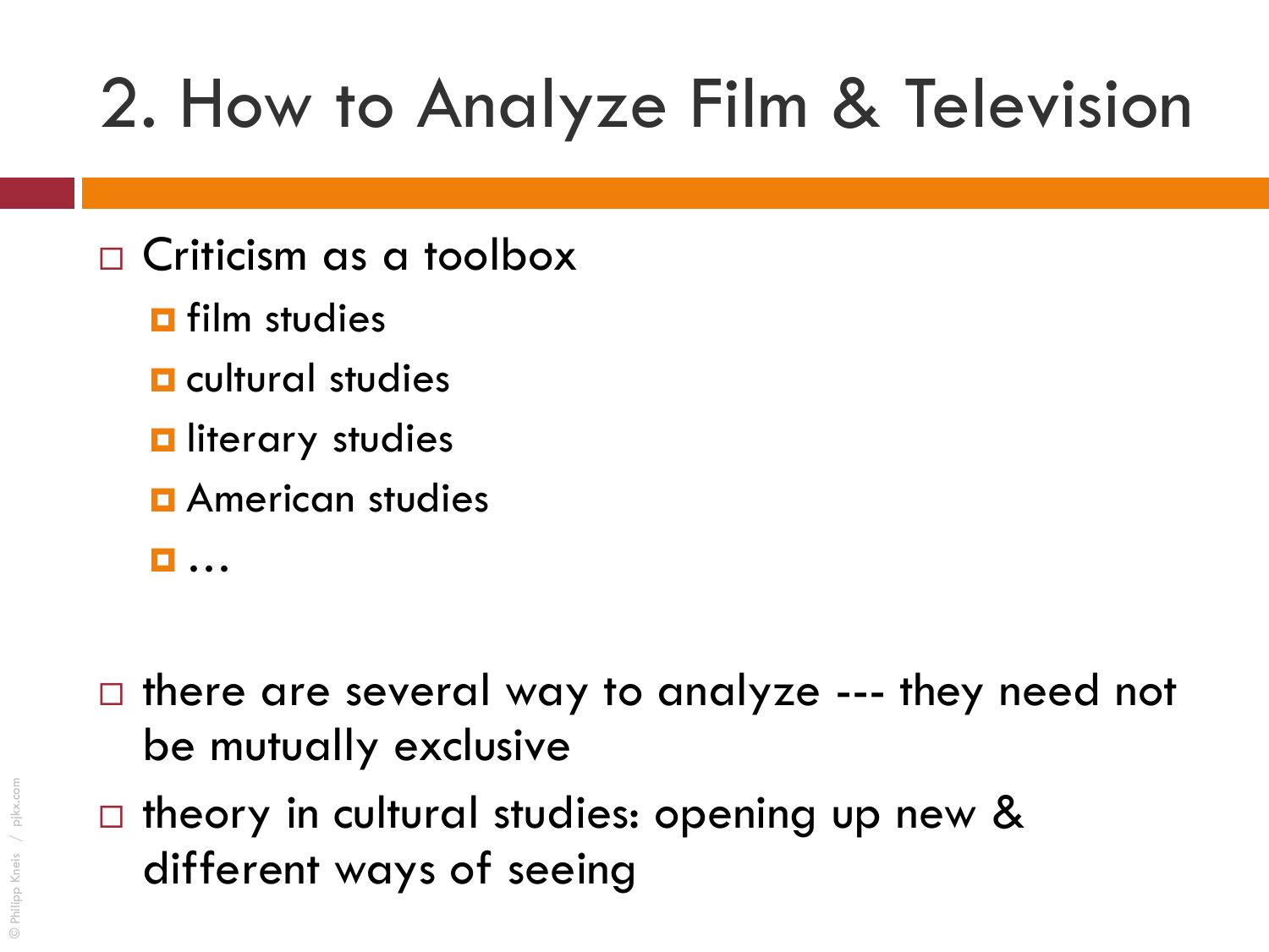# 2. How to Analyze Film & Television

- Criticism as a toolbox
  - film studies
  - cultural studies
  - literary studies
  - American studies
  - …

- there are several way to analyze --- they need not be mutually exclusive
- theory in cultural studies: opening up new & different ways of seeing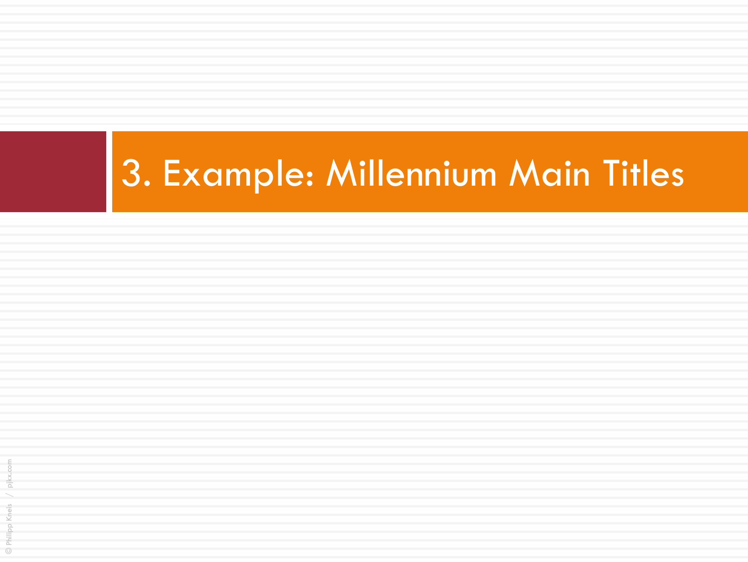# 3. Example: Millennium Main Titles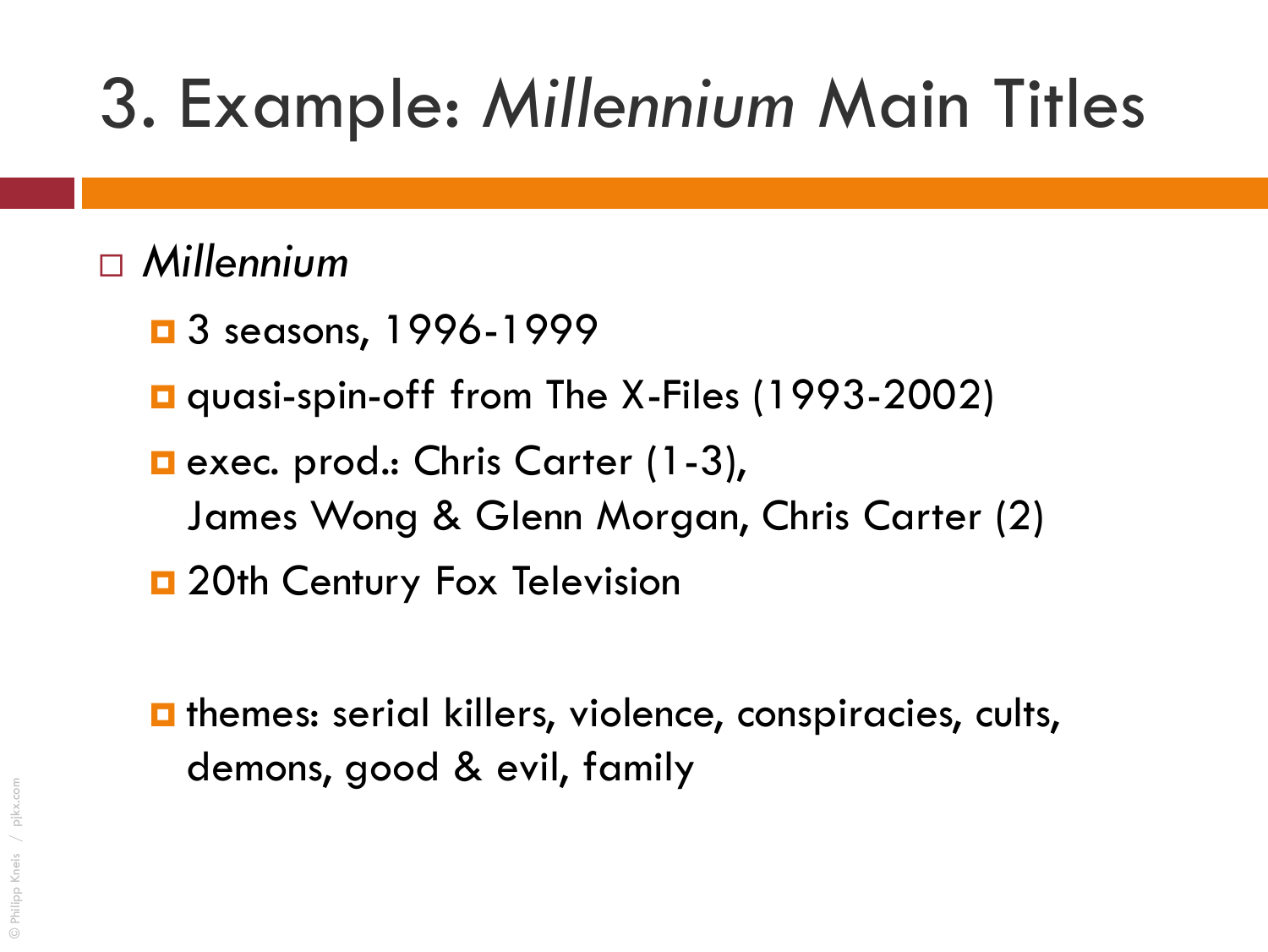# 3. Example: *Millennium* Main Titles

- *Millennium*
  - 3 seasons, 1996-1999
  - quasi-spin-off from The X-Files (1993-2002)
  - exec. prod.: Chris Carter (1-3),
    James Wong & Glenn Morgan, Chris Carter (2)
  - 20th Century Fox Television

  - themes: serial killers, violence, conspiracies, cults, demons, good & evil, family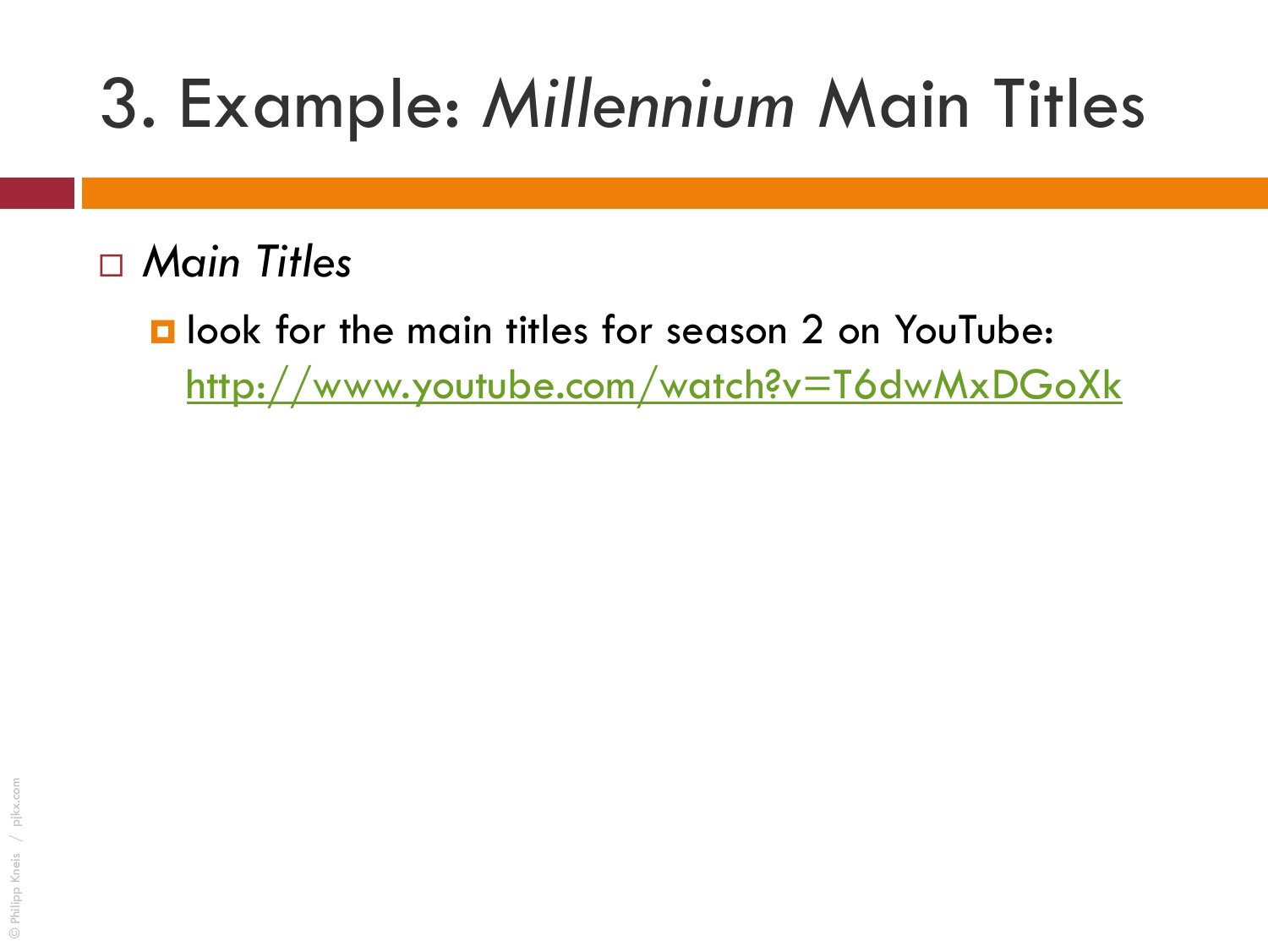# 3. Example: *Millennium* Main Titles

- *Main Titles*
  - look for the main titles for season 2 on YouTube: [http://www.youtube.com/watch?v=T6dwMxDGoXk](http://www.youtube.com/watch?v=T6dwMxDGoXk)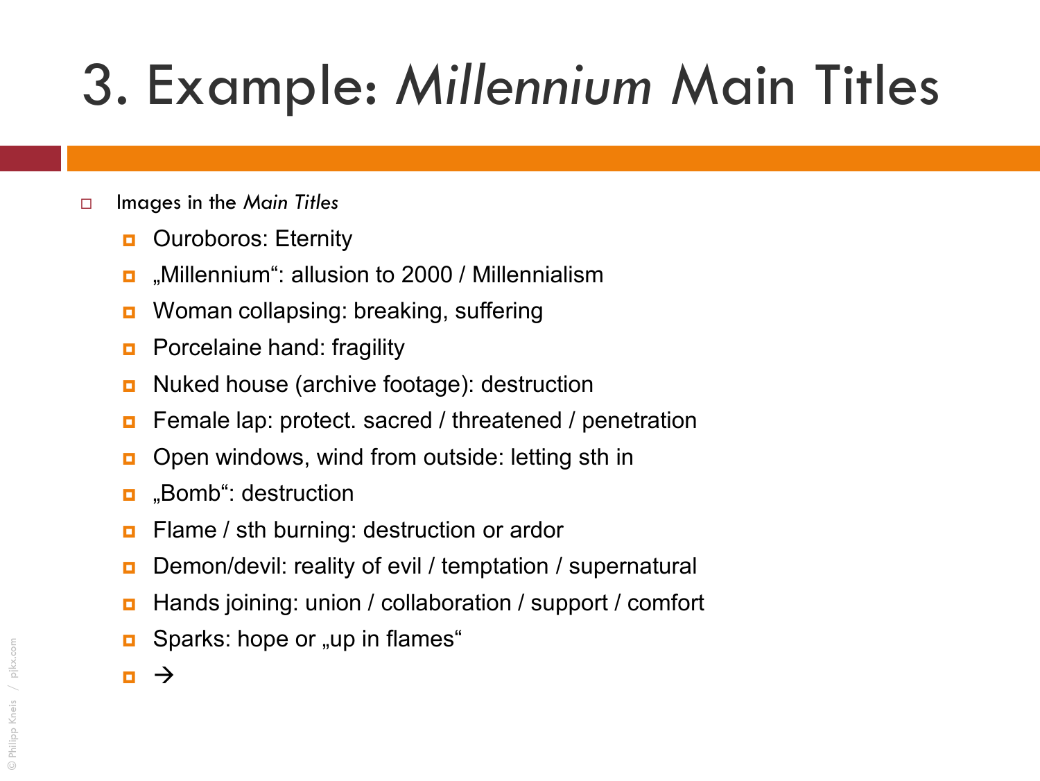# 3. Example: *Millennium* Main Titles

- Images in the *Main Titles*
  - Ouroboros: Eternity
  - „Millennium“: allusion to 2000 / Millennialism
  - Woman collapsing: breaking, suffering
  - Porcelaine hand: fragility
  - Nuked house (archive footage): destruction
  - Female lap: protect. sacred / threatened / penetration
  - Open windows, wind from outside: letting sth in
  - „Bomb“: destruction
  - Flame / sth burning: destruction or ardor
  - Demon/devil: reality of evil / temptation / supernatural
  - Hands joining: union / collaboration / support / comfort
  - Sparks: hope or „up in flames“
  - →

© Philipp Kneis / pjkx.com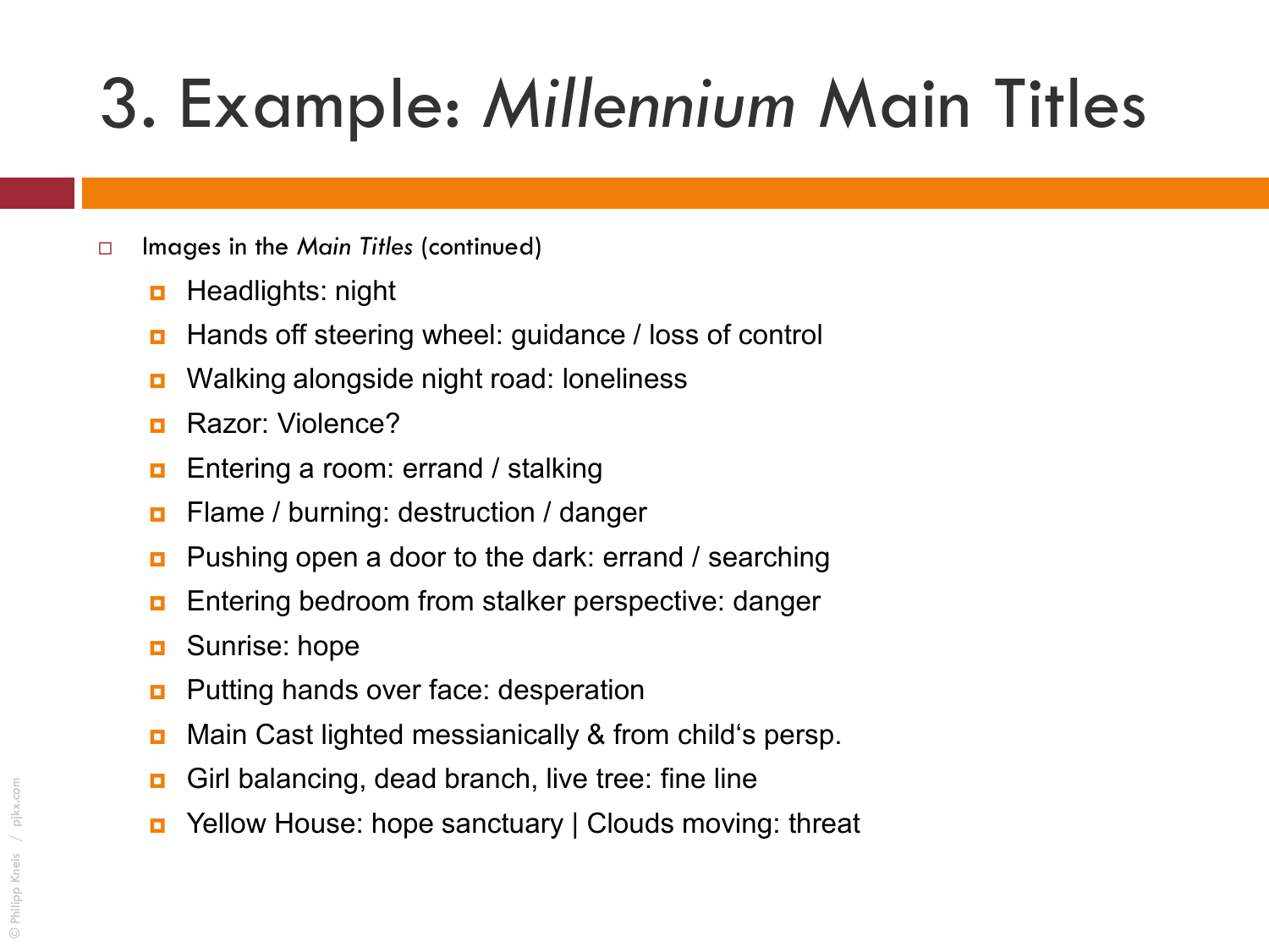# 3. Example: *Millennium* Main Titles

- Images in the *Main Titles* (continued)
  - Headlights: night
  - Hands off steering wheel: guidance / loss of control
  - Walking alongside night road: loneliness
  - Razor: Violence?
  - Entering a room: errand / stalking
  - Flame / burning: destruction / danger
  - Pushing open a door to the dark: errand / searching
  - Entering bedroom from stalker perspective: danger
  - Sunrise: hope
  - Putting hands over face: desperation
  - Main Cast lighted messianically & from child‘s persp.
  - Girl balancing, dead branch, live tree: fine line
  - Yellow House: hope sanctuary | Clouds moving: threat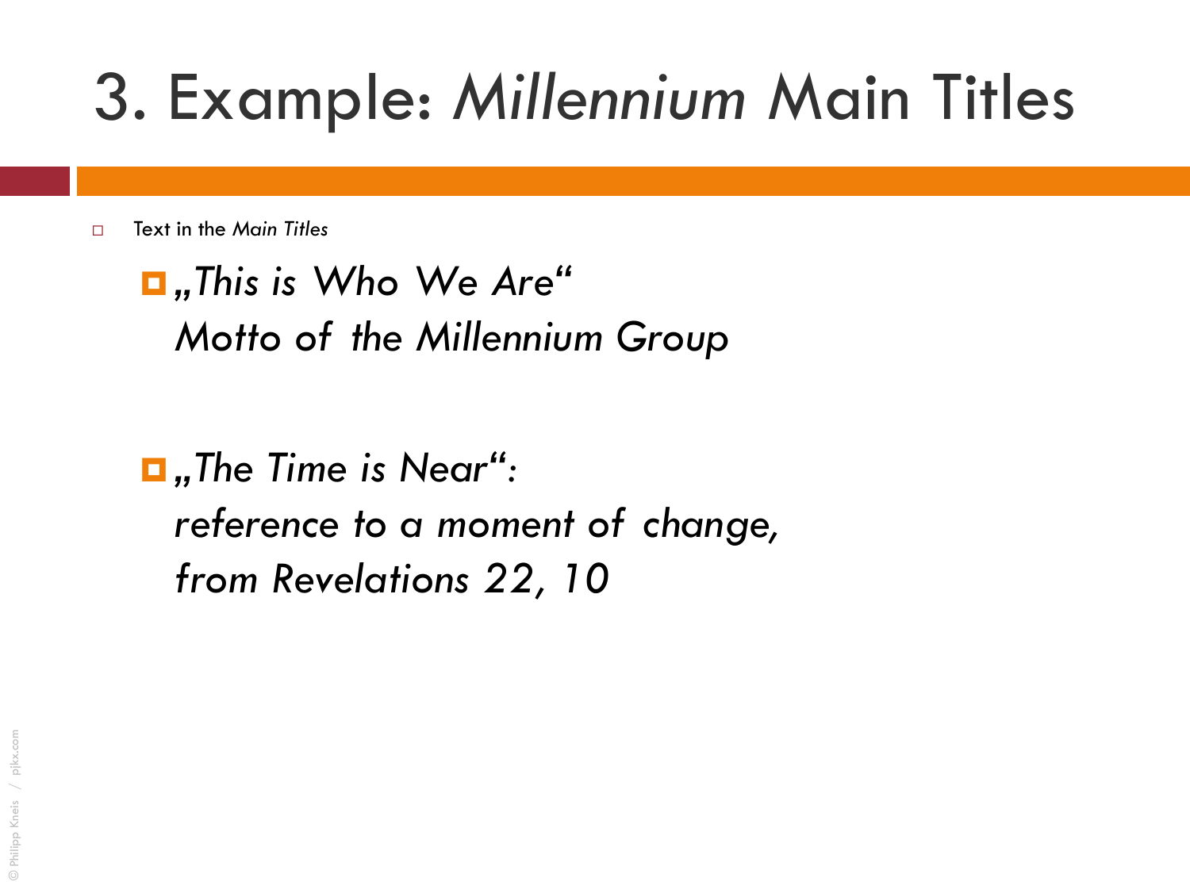# 3. Example: *Millennium* Main Titles

- Text in the *Main Titles*
  - *„This is Who We Are“*
    *Motto of the Millennium Group*
  - *„The Time is Near“:*
    *reference to a moment of change,*
    *from Revelations 22, 10*

© Philipp Kneis / pjkx.com